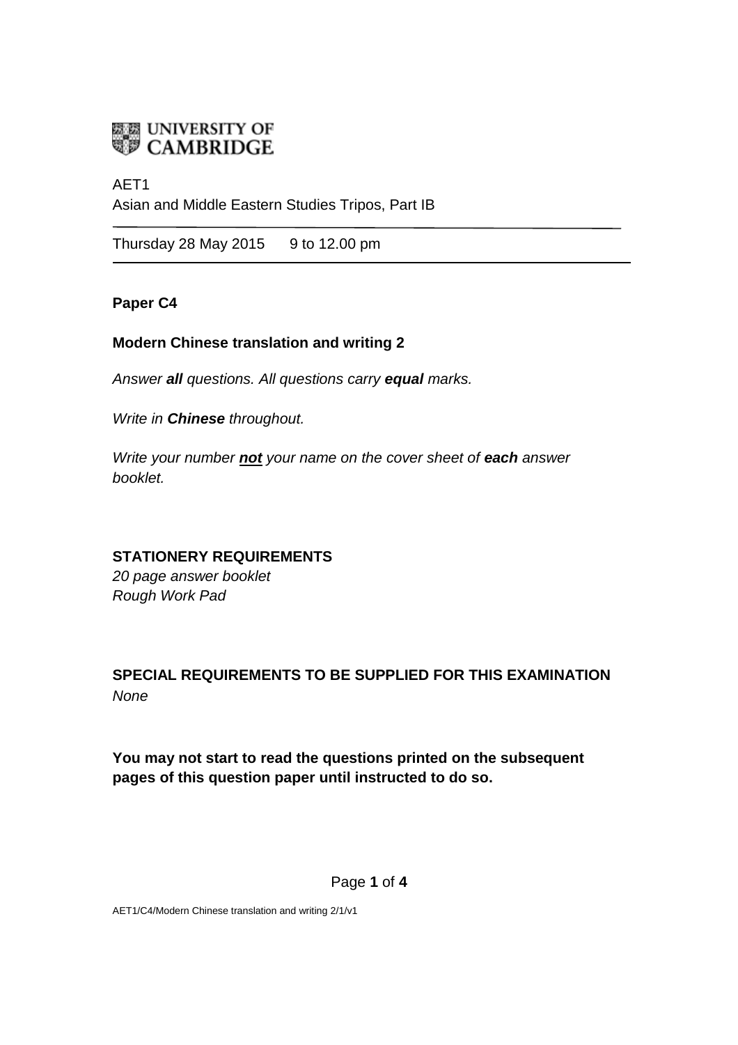UNIVERSITY OF CAMBRIDGE

AET1
Asian and Middle Eastern Studies Tripos, Part IB

Thursday 28 May 2015 9 to 12.00 pm

**Paper C4**

**Modern Chinese translation and writing 2**

*Answer **all** questions. All questions carry **equal** marks.*

*Write in **Chinese** throughout.*

*Write your number **not** your name on the cover sheet of **each** answer booklet.*

**STATIONERY REQUIREMENTS**
*20 page answer booklet*
*Rough Work Pad*

**SPECIAL REQUIREMENTS TO BE SUPPLIED FOR THIS EXAMINATION**
*None*

**You may not start to read the questions printed on the subsequent pages of this question paper until instructed to do so.**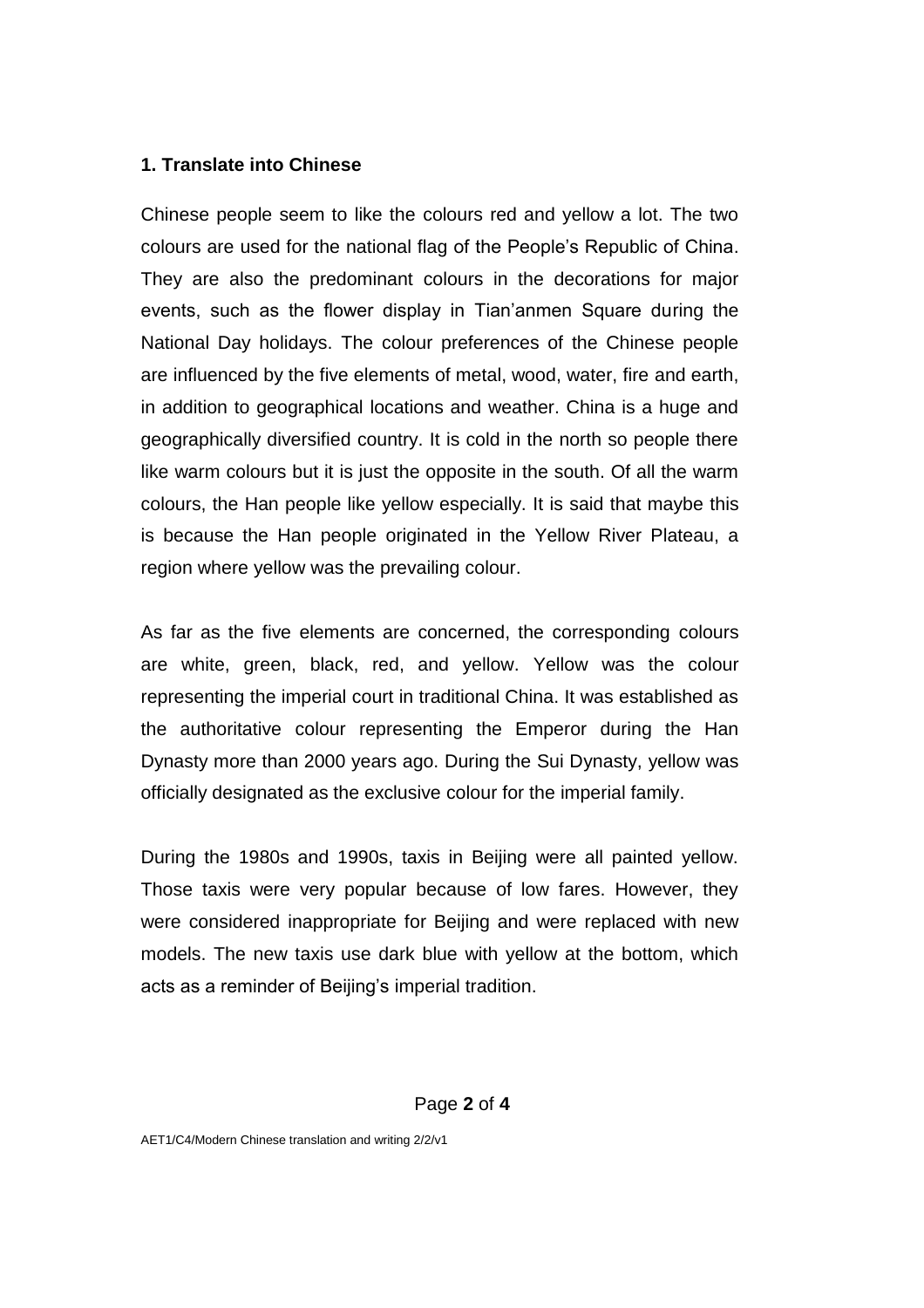**1. Translate into Chinese**

Chinese people seem to like the colours red and yellow a lot. The two colours are used for the national flag of the People's Republic of China. They are also the predominant colours in the decorations for major events, such as the flower display in Tian'anmen Square during the National Day holidays. The colour preferences of the Chinese people are influenced by the five elements of metal, wood, water, fire and earth, in addition to geographical locations and weather. China is a huge and geographically diversified country. It is cold in the north so people there like warm colours but it is just the opposite in the south. Of all the warm colours, the Han people like yellow especially. It is said that maybe this is because the Han people originated in the Yellow River Plateau, a region where yellow was the prevailing colour.

As far as the five elements are concerned, the corresponding colours are white, green, black, red, and yellow. Yellow was the colour representing the imperial court in traditional China. It was established as the authoritative colour representing the Emperor during the Han Dynasty more than 2000 years ago. During the Sui Dynasty, yellow was officially designated as the exclusive colour for the imperial family.

During the 1980s and 1990s, taxis in Beijing were all painted yellow. Those taxis were very popular because of low fares. However, they were considered inappropriate for Beijing and were replaced with new models. The new taxis use dark blue with yellow at the bottom, which acts as a reminder of Beijing's imperial tradition.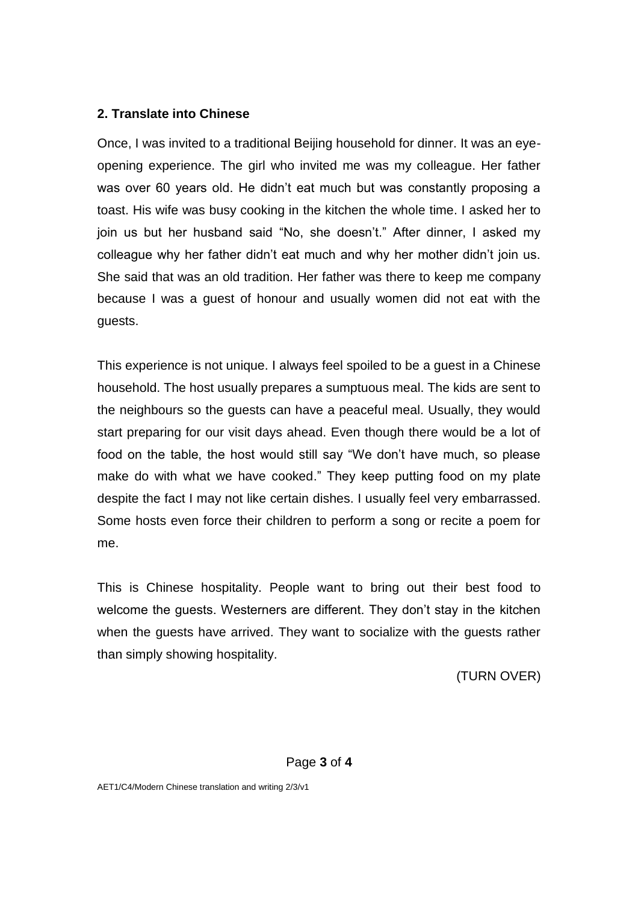**2. Translate into Chinese**

Once, I was invited to a traditional Beijing household for dinner. It was an eye-opening experience. The girl who invited me was my colleague. Her father was over 60 years old. He didn't eat much but was constantly proposing a toast. His wife was busy cooking in the kitchen the whole time. I asked her to join us but her husband said "No, she doesn't." After dinner, I asked my colleague why her father didn't eat much and why her mother didn't join us. She said that was an old tradition. Her father was there to keep me company because I was a guest of honour and usually women did not eat with the guests.

This experience is not unique. I always feel spoiled to be a guest in a Chinese household. The host usually prepares a sumptuous meal. The kids are sent to the neighbours so the guests can have a peaceful meal. Usually, they would start preparing for our visit days ahead. Even though there would be a lot of food on the table, the host would still say "We don't have much, so please make do with what we have cooked." They keep putting food on my plate despite the fact I may not like certain dishes. I usually feel very embarrassed. Some hosts even force their children to perform a song or recite a poem for me.

This is Chinese hospitality. People want to bring out their best food to welcome the guests. Westerners are different. They don't stay in the kitchen when the guests have arrived. They want to socialize with the guests rather than simply showing hospitality.

(TURN OVER)

AET1/C4/Modern Chinese translation and writing 2/3/v1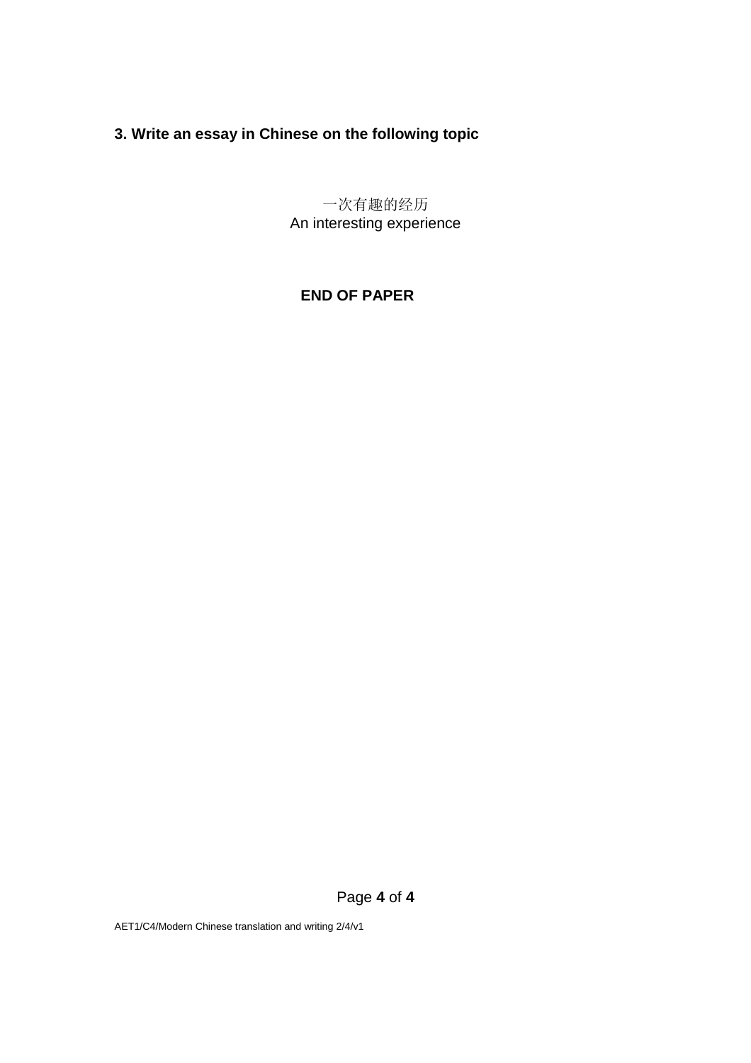**3. Write an essay in Chinese on the following topic**

一次有趣的经历
An interesting experience

**END OF PAPER**

AET1/C4/Modern Chinese translation and writing 2/4/v1